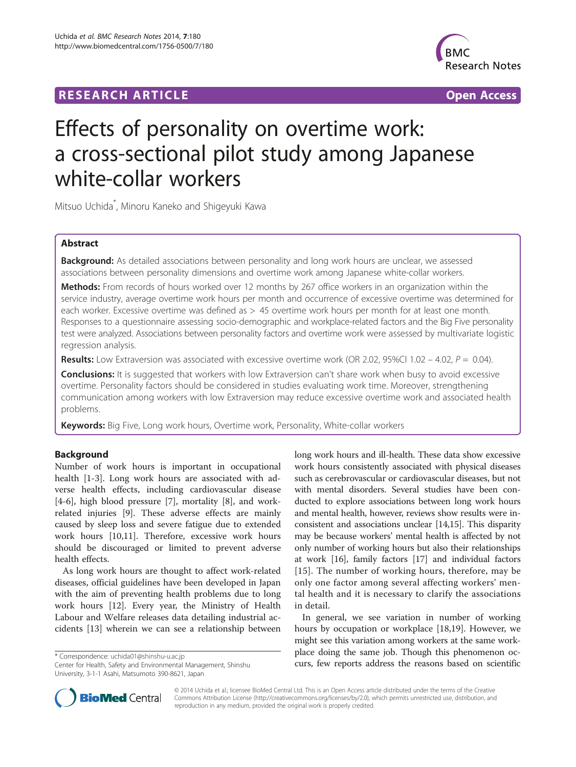RESEARCH ARTICLE Open Access

# Effects of personality on overtime work: a cross-sectional pilot study among Japanese white-collar workers

Mitsuo Uchida*, Minoru Kaneko and Shigeyuki Kawa

## Abstract

**Background:** As detailed associations between personality and long work hours are unclear, we assessed associations between personality dimensions and overtime work among Japanese white-collar workers.

**Methods:** From records of hours worked over 12 months by 267 office workers in an organization within the service industry, average overtime work hours per month and occurrence of excessive overtime was determined for each worker. Excessive overtime was defined as > 45 overtime work hours per month for at least one month. Responses to a questionnaire assessing socio-demographic and workplace-related factors and the Big Five personality test were analyzed. Associations between personality factors and overtime work were assessed by multivariate logistic regression analysis.

**Results:** Low Extraversion was associated with excessive overtime work (OR 2.02, 95%CI 1.02 – 4.02, $P = 0.04$).

**Conclusions:** It is suggested that workers with low Extraversion can't share work when busy to avoid excessive overtime. Personality factors should be considered in studies evaluating work time. Moreover, strengthening communication among workers with low Extraversion may reduce excessive overtime work and associated health problems.

**Keywords:** Big Five, Long work hours, Overtime work, Personality, White-collar workers

## Background

Number of work hours is important in occupational health [1-3]. Long work hours are associated with adverse health effects, including cardiovascular disease [4-6], high blood pressure [7], mortality [8], and work-related injuries [9]. These adverse effects are mainly caused by sleep loss and severe fatigue due to extended work hours [10,11]. Therefore, excessive work hours should be discouraged or limited to prevent adverse health effects.

As long work hours are thought to affect work-related diseases, official guidelines have been developed in Japan with the aim of preventing health problems due to long work hours [12]. Every year, the Ministry of Health Labour and Welfare releases data detailing industrial accidents [13] wherein we can see a relationship between long work hours and ill-health. These data show excessive work hours consistently associated with physical diseases such as cerebrovascular or cardiovascular diseases, but not with mental disorders. Several studies have been conducted to explore associations between long work hours and mental health, however, reviews show results were inconsistent and associations unclear [14,15]. This disparity may be because workers' mental health is affected by not only number of working hours but also their relationships at work [16], family factors [17] and individual factors [15]. The number of working hours, therefore, may be only one factor among several affecting workers' mental health and it is necessary to clarify the associations in detail.

In general, we see variation in number of working hours by occupation or workplace [18,19]. However, we might see this variation among workers at the same workplace doing the same job. Though this phenomenon occurs, few reports address the reasons based on scientific

\* Correspondence: uchida01@shinshu-u.ac.jp
Center for Health, Safety and Environmental Management, Shinshu University, 3-1-1 Asahi, Matsumoto 390-8621, Japan

© 2014 Uchida et al.; licensee BioMed Central Ltd. This is an Open Access article distributed under the terms of the Creative Commons Attribution License (http://creativecommons.org/licenses/by/2.0), which permits unrestricted use, distribution, and reproduction in any medium, provided the original work is properly credited.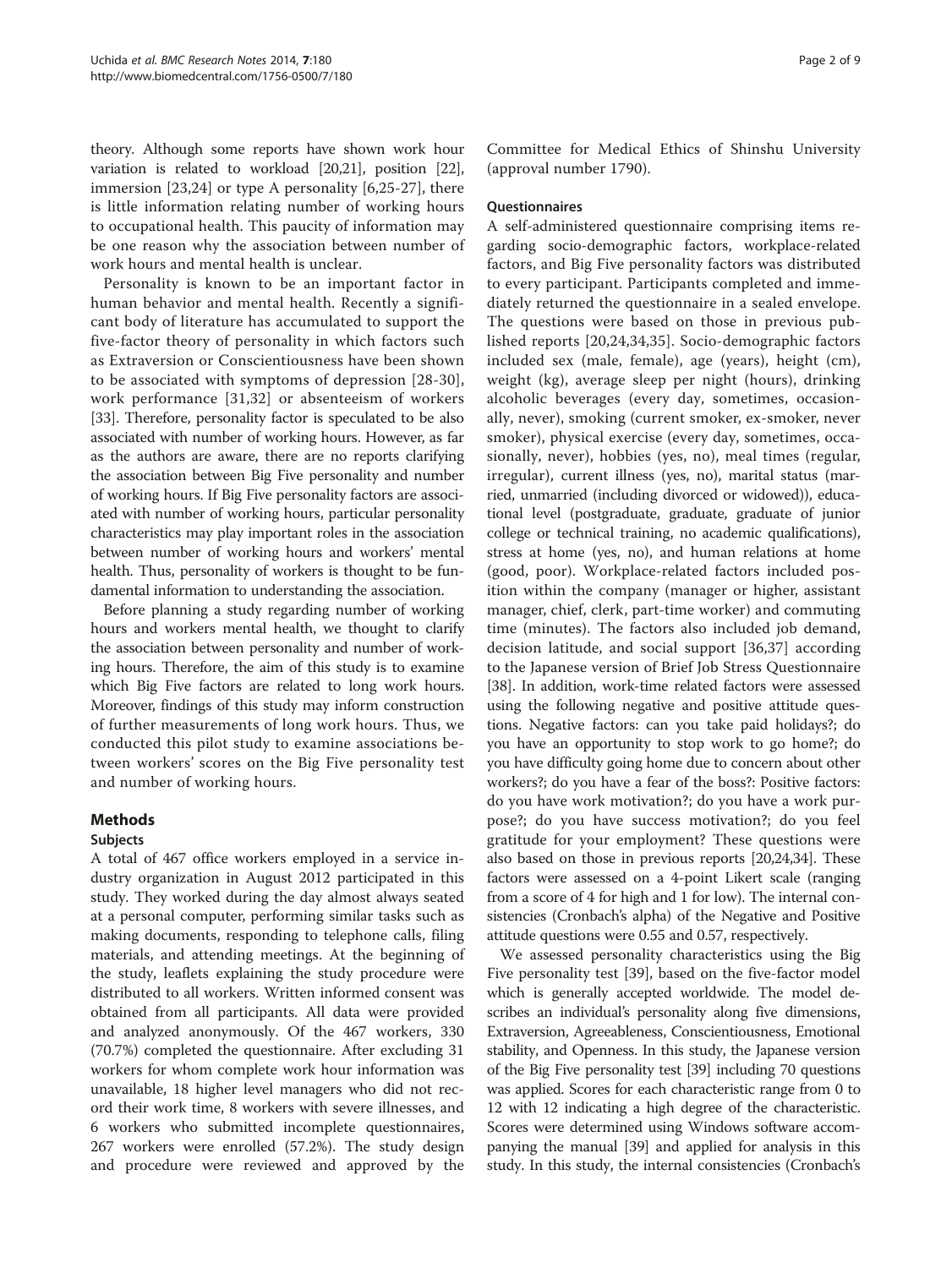theory. Although some reports have shown work hour variation is related to workload [20,21], position [22], immersion [23,24] or type A personality [6,25-27], there is little information relating number of working hours to occupational health. This paucity of information may be one reason why the association between number of work hours and mental health is unclear.

Personality is known to be an important factor in human behavior and mental health. Recently a significant body of literature has accumulated to support the five-factor theory of personality in which factors such as Extraversion or Conscientiousness have been shown to be associated with symptoms of depression [28-30], work performance [31,32] or absenteeism of workers [33]. Therefore, personality factor is speculated to be also associated with number of working hours. However, as far as the authors are aware, there are no reports clarifying the association between Big Five personality and number of working hours. If Big Five personality factors are associated with number of working hours, particular personality characteristics may play important roles in the association between number of working hours and workers' mental health. Thus, personality of workers is thought to be fundamental information to understanding the association.

Before planning a study regarding number of working hours and workers mental health, we thought to clarify the association between personality and number of working hours. Therefore, the aim of this study is to examine which Big Five factors are related to long work hours. Moreover, findings of this study may inform construction of further measurements of long work hours. Thus, we conducted this pilot study to examine associations between workers' scores on the Big Five personality test and number of working hours.

## Methods

### Subjects

A total of 467 office workers employed in a service industry organization in August 2012 participated in this study. They worked during the day almost always seated at a personal computer, performing similar tasks such as making documents, responding to telephone calls, filing materials, and attending meetings. At the beginning of the study, leaflets explaining the study procedure were distributed to all workers. Written informed consent was obtained from all participants. All data were provided and analyzed anonymously. Of the 467 workers, 330 (70.7%) completed the questionnaire. After excluding 31 workers for whom complete work hour information was unavailable, 18 higher level managers who did not record their work time, 8 workers with severe illnesses, and 6 workers who submitted incomplete questionnaires, 267 workers were enrolled (57.2%). The study design and procedure were reviewed and approved by the Committee for Medical Ethics of Shinshu University (approval number 1790).

### Questionnaires

A self-administered questionnaire comprising items regarding socio-demographic factors, workplace-related factors, and Big Five personality factors was distributed to every participant. Participants completed and immediately returned the questionnaire in a sealed envelope. The questions were based on those in previous published reports [20,24,34,35]. Socio-demographic factors included sex (male, female), age (years), height (cm), weight (kg), average sleep per night (hours), drinking alcoholic beverages (every day, sometimes, occasionally, never), smoking (current smoker, ex-smoker, never smoker), physical exercise (every day, sometimes, occasionally, never), hobbies (yes, no), meal times (regular, irregular), current illness (yes, no), marital status (married, unmarried (including divorced or widowed)), educational level (postgraduate, graduate, graduate of junior college or technical training, no academic qualifications), stress at home (yes, no), and human relations at home (good, poor). Workplace-related factors included position within the company (manager or higher, assistant manager, chief, clerk, part-time worker) and commuting time (minutes). The factors also included job demand, decision latitude, and social support [36,37] according to the Japanese version of Brief Job Stress Questionnaire [38]. In addition, work-time related factors were assessed using the following negative and positive attitude questions. Negative factors: can you take paid holidays?; do you have an opportunity to stop work to go home?; do you have difficulty going home due to concern about other workers?; do you have a fear of the boss?: Positive factors: do you have work motivation?; do you have a work purpose?; do you have success motivation?; do you feel gratitude for your employment? These questions were also based on those in previous reports [20,24,34]. These factors were assessed on a 4-point Likert scale (ranging from a score of 4 for high and 1 for low). The internal consistencies (Cronbach's alpha) of the Negative and Positive attitude questions were 0.55 and 0.57, respectively.

We assessed personality characteristics using the Big Five personality test [39], based on the five-factor model which is generally accepted worldwide. The model describes an individual's personality along five dimensions, Extraversion, Agreeableness, Conscientiousness, Emotional stability, and Openness. In this study, the Japanese version of the Big Five personality test [39] including 70 questions was applied. Scores for each characteristic range from 0 to 12 with 12 indicating a high degree of the characteristic. Scores were determined using Windows software accompanying the manual [39] and applied for analysis in this study. In this study, the internal consistencies (Cronbach's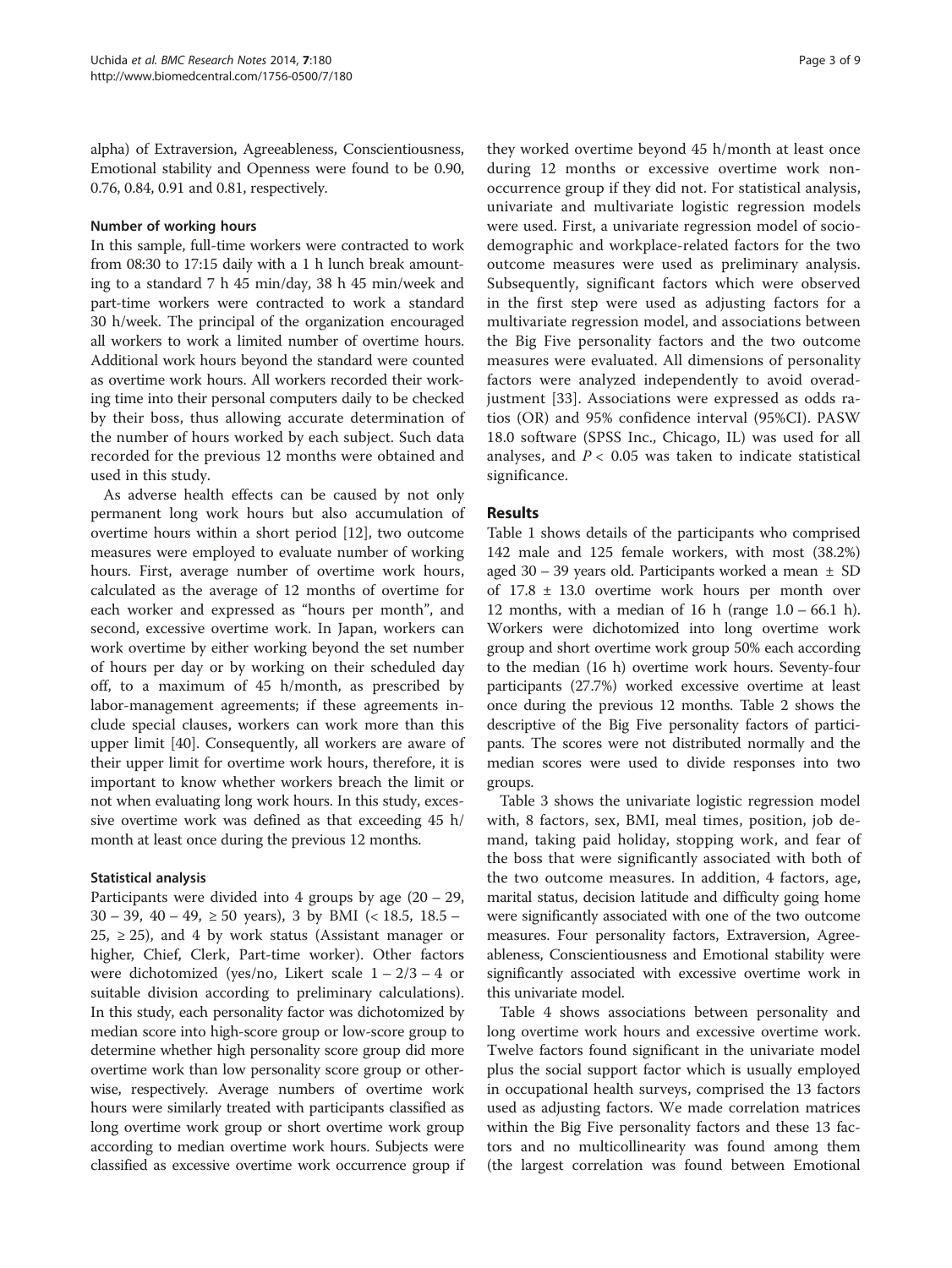alpha) of Extraversion, Agreeableness, Conscientiousness, Emotional stability and Openness were found to be 0.90, 0.76, 0.84, 0.91 and 0.81, respectively.

### Number of working hours

In this sample, full-time workers were contracted to work from 08:30 to 17:15 daily with a 1 h lunch break amounting to a standard 7 h 45 min/day, 38 h 45 min/week and part-time workers were contracted to work a standard 30 h/week. The principal of the organization encouraged all workers to work a limited number of overtime hours. Additional work hours beyond the standard were counted as overtime work hours. All workers recorded their working time into their personal computers daily to be checked by their boss, thus allowing accurate determination of the number of hours worked by each subject. Such data recorded for the previous 12 months were obtained and used in this study.

As adverse health effects can be caused by not only permanent long work hours but also accumulation of overtime hours within a short period [12], two outcome measures were employed to evaluate number of working hours. First, average number of overtime work hours, calculated as the average of 12 months of overtime for each worker and expressed as "hours per month", and second, excessive overtime work. In Japan, workers can work overtime by either working beyond the set number of hours per day or by working on their scheduled day off, to a maximum of 45 h/month, as prescribed by labor-management agreements; if these agreements include special clauses, workers can work more than this upper limit [40]. Consequently, all workers are aware of their upper limit for overtime work hours, therefore, it is important to know whether workers breach the limit or not when evaluating long work hours. In this study, excessive overtime work was defined as that exceeding 45 h/month at least once during the previous 12 months.

### Statistical analysis

Participants were divided into 4 groups by age (20 – 29, 30 – 39, 40 – 49, ≥ 50 years), 3 by BMI (< 18.5, 18.5 – 25, ≥ 25), and 4 by work status (Assistant manager or higher, Chief, Clerk, Part-time worker). Other factors were dichotomized (yes/no, Likert scale 1 – 2/3 – 4 or suitable division according to preliminary calculations). In this study, each personality factor was dichotomized by median score into high-score group or low-score group to determine whether high personality score group did more overtime work than low personality score group or otherwise, respectively. Average numbers of overtime work hours were similarly treated with participants classified as long overtime work group or short overtime work group according to median overtime work hours. Subjects were classified as excessive overtime work occurrence group if they worked overtime beyond 45 h/month at least once during 12 months or excessive overtime work non-occurrence group if they did not. For statistical analysis, univariate and multivariate logistic regression models were used. First, a univariate regression model of sociodemographic and workplace-related factors for the two outcome measures were used as preliminary analysis. Subsequently, significant factors which were observed in the first step were used as adjusting factors for a multivariate regression model, and associations between the Big Five personality factors and the two outcome measures were evaluated. All dimensions of personality factors were analyzed independently to avoid overadjustment [33]. Associations were expressed as odds ratios (OR) and 95% confidence interval (95%CI). PASW 18.0 software (SPSS Inc., Chicago, IL) was used for all analyses, and $P < 0.05$ was taken to indicate statistical significance.

## Results

Table 1 shows details of the participants who comprised 142 male and 125 female workers, with most (38.2%) aged 30 – 39 years old. Participants worked a mean ± SD of 17.8 ± 13.0 overtime work hours per month over 12 months, with a median of 16 h (range 1.0 – 66.1 h). Workers were dichotomized into long overtime work group and short overtime work group 50% each according to the median (16 h) overtime work hours. Seventy-four participants (27.7%) worked excessive overtime at least once during the previous 12 months. Table 2 shows the descriptive of the Big Five personality factors of participants. The scores were not distributed normally and the median scores were used to divide responses into two groups.

Table 3 shows the univariate logistic regression model with, 8 factors, sex, BMI, meal times, position, job demand, taking paid holiday, stopping work, and fear of the boss that were significantly associated with both of the two outcome measures. In addition, 4 factors, age, marital status, decision latitude and difficulty going home were significantly associated with one of the two outcome measures. Four personality factors, Extraversion, Agreeableness, Conscientiousness and Emotional stability were significantly associated with excessive overtime work in this univariate model.

Table 4 shows associations between personality and long overtime work hours and excessive overtime work. Twelve factors found significant in the univariate model plus the social support factor which is usually employed in occupational health surveys, comprised the 13 factors used as adjusting factors. We made correlation matrices within the Big Five personality factors and these 13 factors and no multicollinearity was found among them (the largest correlation was found between Emotional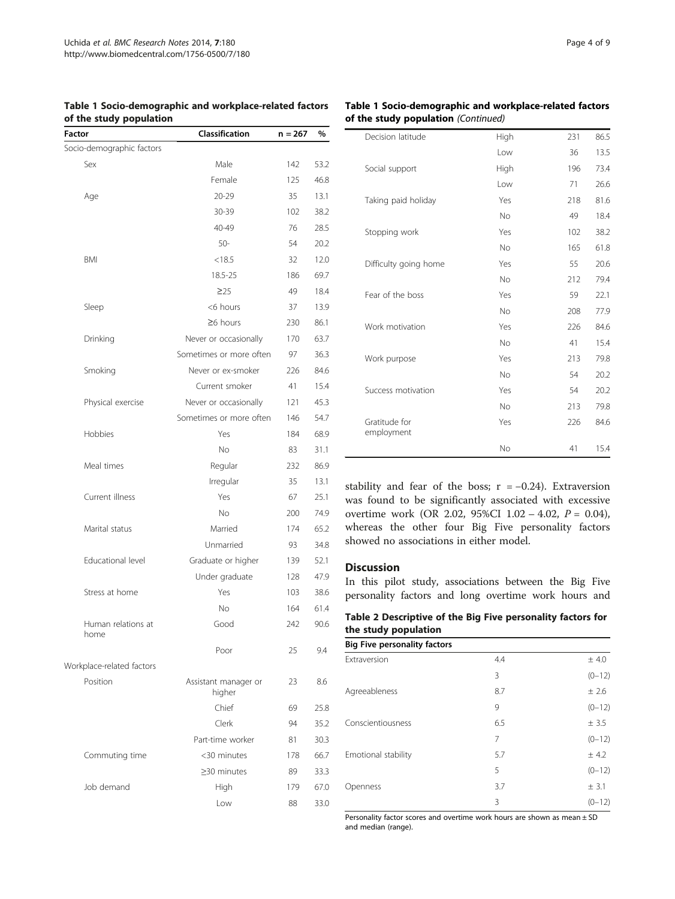**Table 1 Socio-demographic and workplace-related factors of the study population**

| Factor | Classification | n = 267 | % |
|---|---|---|---|
| Socio-demographic factors | | | |
| Sex | Male | 142 | 53.2 |
| | Female | 125 | 46.8 |
| Age | 20-29 | 35 | 13.1 |
| | 30-39 | 102 | 38.2 |
| | 40-49 | 76 | 28.5 |
| | 50- | 54 | 20.2 |
| BMI | <18.5 | 32 | 12.0 |
| | 18.5-25 | 186 | 69.7 |
| | ≥25 | 49 | 18.4 |
| Sleep | <6 hours | 37 | 13.9 |
| | ≥6 hours | 230 | 86.1 |
| Drinking | Never or occasionally | 170 | 63.7 |
| | Sometimes or more often | 97 | 36.3 |
| Smoking | Never or ex-smoker | 226 | 84.6 |
| | Current smoker | 41 | 15.4 |
| Physical exercise | Never or occasionally | 121 | 45.3 |
| | Sometimes or more often | 146 | 54.7 |
| Hobbies | Yes | 184 | 68.9 |
| | No | 83 | 31.1 |
| Meal times | Regular | 232 | 86.9 |
| | Irregular | 35 | 13.1 |
| Current illness | Yes | 67 | 25.1 |
| | No | 200 | 74.9 |
| Marital status | Married | 174 | 65.2 |
| | Unmarried | 93 | 34.8 |
| Educational level | Graduate or higher | 139 | 52.1 |
| | Under graduate | 128 | 47.9 |
| Stress at home | Yes | 103 | 38.6 |
| | No | 164 | 61.4 |
| Human relations at home | Good | 242 | 90.6 |
| | Poor | 25 | 9.4 |
| Workplace-related factors | | | |
| Position | Assistant manager or higher | 23 | 8.6 |
| | Chief | 69 | 25.8 |
| | Clerk | 94 | 35.2 |
| | Part-time worker | 81 | 30.3 |
| Commuting time | <30 minutes | 178 | 66.7 |
| | ≥30 minutes | 89 | 33.3 |
| Job demand | High | 179 | 67.0 |
| | Low | 88 | 33.0 |
| Decision latitude | High | 231 | 86.5 |
| | Low | 36 | 13.5 |
| Social support | High | 196 | 73.4 |
| | Low | 71 | 26.6 |
| Taking paid holiday | Yes | 218 | 81.6 |
| | No | 49 | 18.4 |
| Stopping work | Yes | 102 | 38.2 |
| | No | 165 | 61.8 |
| Difficulty going home | Yes | 55 | 20.6 |
| | No | 212 | 79.4 |
| Fear of the boss | Yes | 59 | 22.1 |
| | No | 208 | 77.9 |
| Work motivation | Yes | 226 | 84.6 |
| | No | 41 | 15.4 |
| Work purpose | Yes | 213 | 79.8 |
| | No | 54 | 20.2 |
| Success motivation | Yes | 54 | 20.2 |
| | No | 213 | 79.8 |
| Gratitude for employment | Yes | 226 | 84.6 |
| | No | 41 | 15.4 |

stability and fear of the boss; r = −0.24). Extraversion was found to be significantly associated with excessive overtime work (OR 2.02, 95%CI 1.02 – 4.02, *P* = 0.04), whereas the other four Big Five personality factors showed no associations in either model.

## Discussion

In this pilot study, associations between the Big Five personality factors and long overtime work hours and

**Table 2 Descriptive of the Big Five personality factors for the study population**

| Big Five personality factors | | |
|---|---|---|
| Extraversion | 4.4 | ± 4.0 |
| | 3 | (0–12) |
| Agreeableness | 8.7 | ± 2.6 |
| | 9 | (0–12) |
| Conscientiousness | 6.5 | ± 3.5 |
| | 7 | (0–12) |
| Emotional stability | 5.7 | ± 4.2 |
| | 5 | (0–12) |
| Openness | 3.7 | ± 3.1 |
| | 3 | (0–12) |

Personality factor scores and overtime work hours are shown as mean ± SD and median (range).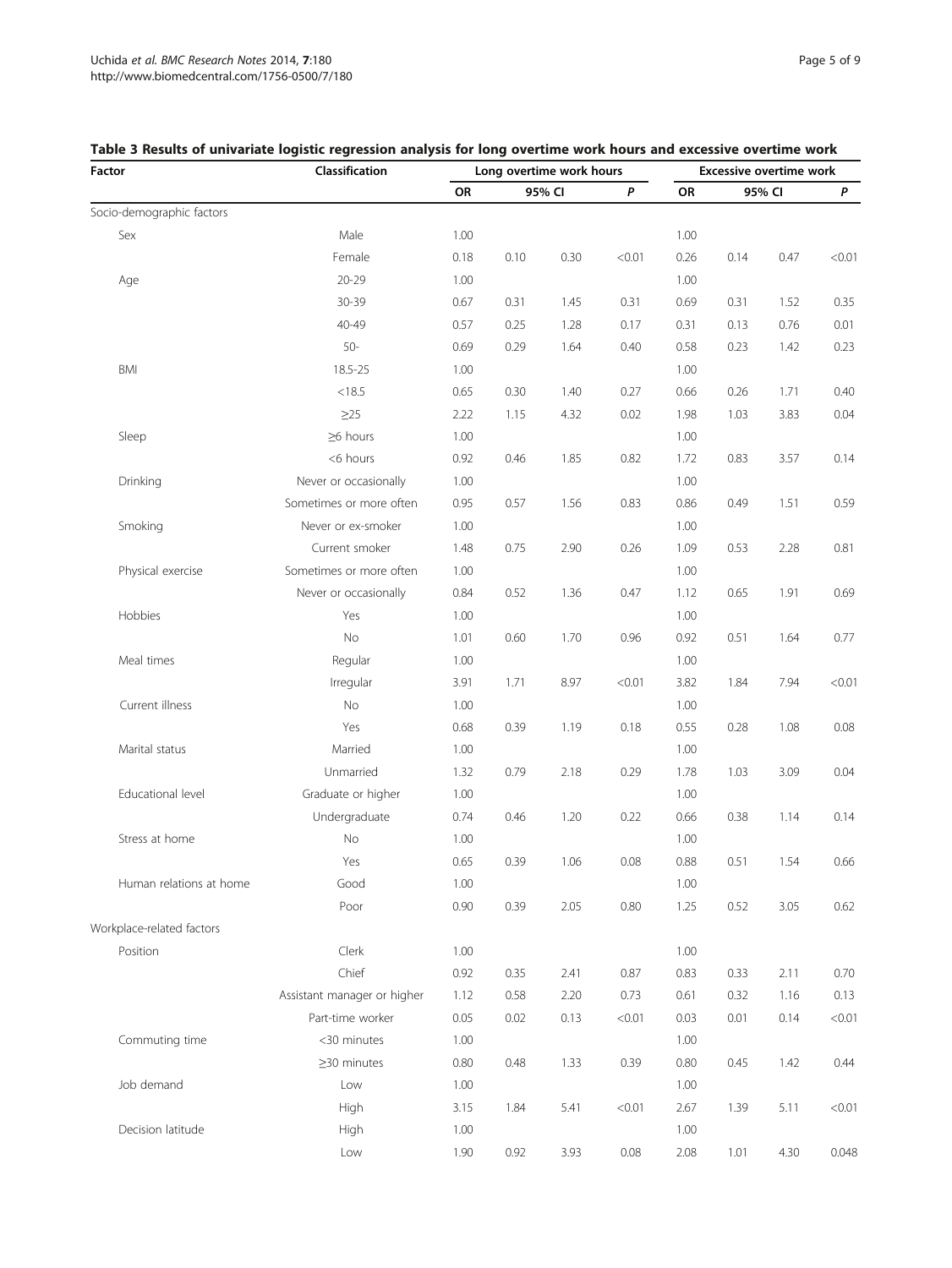**Table 3 Results of univariate logistic regression analysis for long overtime work hours and excessive overtime work**

| Factor | Classification | Long overtime work hours | | | | Excessive overtime work | | | |
|---|---|---|---|---|---|---|---|---|---|
| | | OR | 95% CI | | *P* | OR | 95% CI | | *P* |
| Socio-demographic factors | | | | | | | | | |
| Sex | Male | 1.00 | | | | 1.00 | | | |
| | Female | 0.18 | 0.10 | 0.30 | <0.01 | 0.26 | 0.14 | 0.47 | <0.01 |
| Age | 20-29 | 1.00 | | | | 1.00 | | | |
| | 30-39 | 0.67 | 0.31 | 1.45 | 0.31 | 0.69 | 0.31 | 1.52 | 0.35 |
| | 40-49 | 0.57 | 0.25 | 1.28 | 0.17 | 0.31 | 0.13 | 0.76 | 0.01 |
| | 50- | 0.69 | 0.29 | 1.64 | 0.40 | 0.58 | 0.23 | 1.42 | 0.23 |
| BMI | 18.5-25 | 1.00 | | | | 1.00 | | | |
| | <18.5 | 0.65 | 0.30 | 1.40 | 0.27 | 0.66 | 0.26 | 1.71 | 0.40 |
| | ≥25 | 2.22 | 1.15 | 4.32 | 0.02 | 1.98 | 1.03 | 3.83 | 0.04 |
| Sleep | ≥6 hours | 1.00 | | | | 1.00 | | | |
| | <6 hours | 0.92 | 0.46 | 1.85 | 0.82 | 1.72 | 0.83 | 3.57 | 0.14 |
| Drinking | Never or occasionally | 1.00 | | | | 1.00 | | | |
| | Sometimes or more often | 0.95 | 0.57 | 1.56 | 0.83 | 0.86 | 0.49 | 1.51 | 0.59 |
| Smoking | Never or ex-smoker | 1.00 | | | | 1.00 | | | |
| | Current smoker | 1.48 | 0.75 | 2.90 | 0.26 | 1.09 | 0.53 | 2.28 | 0.81 |
| Physical exercise | Sometimes or more often | 1.00 | | | | 1.00 | | | |
| | Never or occasionally | 0.84 | 0.52 | 1.36 | 0.47 | 1.12 | 0.65 | 1.91 | 0.69 |
| Hobbies | Yes | 1.00 | | | | 1.00 | | | |
| | No | 1.01 | 0.60 | 1.70 | 0.96 | 0.92 | 0.51 | 1.64 | 0.77 |
| Meal times | Regular | 1.00 | | | | 1.00 | | | |
| | Irregular | 3.91 | 1.71 | 8.97 | <0.01 | 3.82 | 1.84 | 7.94 | <0.01 |
| Current illness | No | 1.00 | | | | 1.00 | | | |
| | Yes | 0.68 | 0.39 | 1.19 | 0.18 | 0.55 | 0.28 | 1.08 | 0.08 |
| Marital status | Married | 1.00 | | | | 1.00 | | | |
| | Unmarried | 1.32 | 0.79 | 2.18 | 0.29 | 1.78 | 1.03 | 3.09 | 0.04 |
| Educational level | Graduate or higher | 1.00 | | | | 1.00 | | | |
| | Undergraduate | 0.74 | 0.46 | 1.20 | 0.22 | 0.66 | 0.38 | 1.14 | 0.14 |
| Stress at home | No | 1.00 | | | | 1.00 | | | |
| | Yes | 0.65 | 0.39 | 1.06 | 0.08 | 0.88 | 0.51 | 1.54 | 0.66 |
| Human relations at home | Good | 1.00 | | | | 1.00 | | | |
| | Poor | 0.90 | 0.39 | 2.05 | 0.80 | 1.25 | 0.52 | 3.05 | 0.62 |
| Workplace-related factors | | | | | | | | | |
| Position | Clerk | 1.00 | | | | 1.00 | | | |
| | Chief | 0.92 | 0.35 | 2.41 | 0.87 | 0.83 | 0.33 | 2.11 | 0.70 |
| | Assistant manager or higher | 1.12 | 0.58 | 2.20 | 0.73 | 0.61 | 0.32 | 1.16 | 0.13 |
| | Part-time worker | 0.05 | 0.02 | 0.13 | <0.01 | 0.03 | 0.01 | 0.14 | <0.01 |
| Commuting time | <30 minutes | 1.00 | | | | 1.00 | | | |
| | ≥30 minutes | 0.80 | 0.48 | 1.33 | 0.39 | 0.80 | 0.45 | 1.42 | 0.44 |
| Job demand | Low | 1.00 | | | | 1.00 | | | |
| | High | 3.15 | 1.84 | 5.41 | <0.01 | 2.67 | 1.39 | 5.11 | <0.01 |
| Decision latitude | High | 1.00 | | | | 1.00 | | | |
| | Low | 1.90 | 0.92 | 3.93 | 0.08 | 2.08 | 1.01 | 4.30 | 0.048 |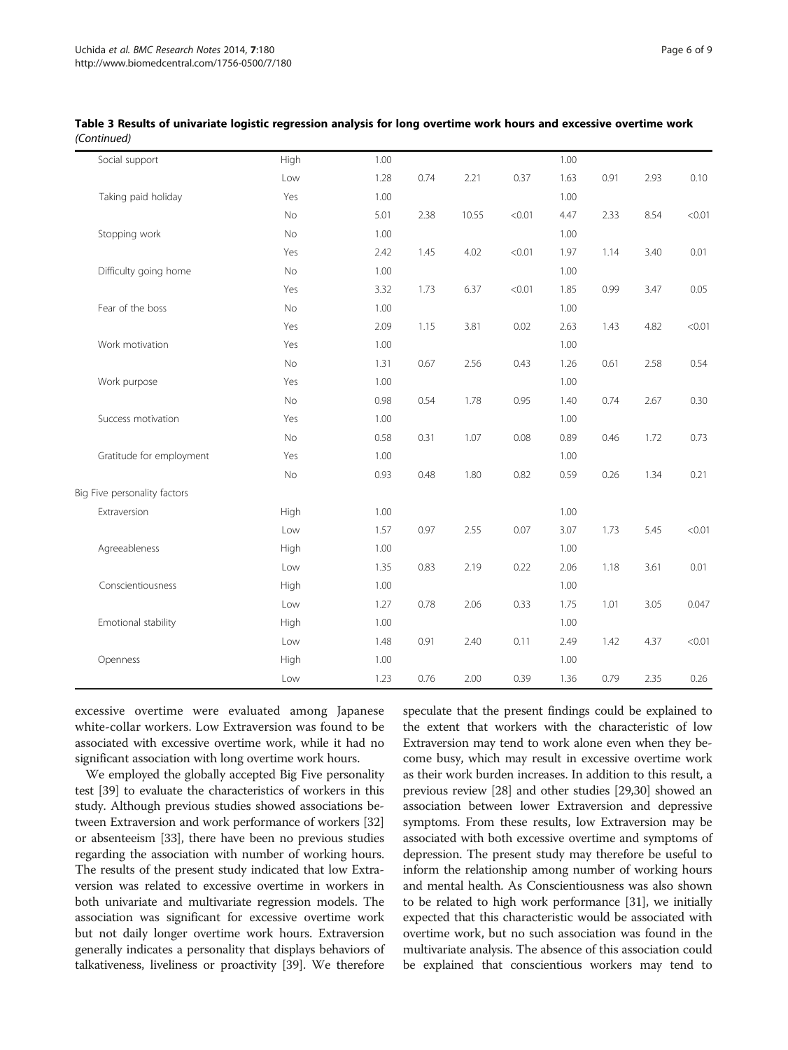**Table 3 Results of univariate logistic regression analysis for long overtime work hours and excessive overtime work** *(Continued)*

| | | | | | | | | | |
|---|---|---|---|---|---|---|---|---|---|
| Social support | High | 1.00 | | | | 1.00 | | | |
| | Low | 1.28 | 0.74 | 2.21 | 0.37 | 1.63 | 0.91 | 2.93 | 0.10 |
| Taking paid holiday | Yes | 1.00 | | | | 1.00 | | | |
| | No | 5.01 | 2.38 | 10.55 | <0.01 | 4.47 | 2.33 | 8.54 | <0.01 |
| Stopping work | No | 1.00 | | | | 1.00 | | | |
| | Yes | 2.42 | 1.45 | 4.02 | <0.01 | 1.97 | 1.14 | 3.40 | 0.01 |
| Difficulty going home | No | 1.00 | | | | 1.00 | | | |
| | Yes | 3.32 | 1.73 | 6.37 | <0.01 | 1.85 | 0.99 | 3.47 | 0.05 |
| Fear of the boss | No | 1.00 | | | | 1.00 | | | |
| | Yes | 2.09 | 1.15 | 3.81 | 0.02 | 2.63 | 1.43 | 4.82 | <0.01 |
| Work motivation | Yes | 1.00 | | | | 1.00 | | | |
| | No | 1.31 | 0.67 | 2.56 | 0.43 | 1.26 | 0.61 | 2.58 | 0.54 |
| Work purpose | Yes | 1.00 | | | | 1.00 | | | |
| | No | 0.98 | 0.54 | 1.78 | 0.95 | 1.40 | 0.74 | 2.67 | 0.30 |
| Success motivation | Yes | 1.00 | | | | 1.00 | | | |
| | No | 0.58 | 0.31 | 1.07 | 0.08 | 0.89 | 0.46 | 1.72 | 0.73 |
| Gratitude for employment | Yes | 1.00 | | | | 1.00 | | | |
| | No | 0.93 | 0.48 | 1.80 | 0.82 | 0.59 | 0.26 | 1.34 | 0.21 |
| Big Five personality factors | | | | | | | | | |
| Extraversion | High | 1.00 | | | | 1.00 | | | |
| | Low | 1.57 | 0.97 | 2.55 | 0.07 | 3.07 | 1.73 | 5.45 | <0.01 |
| Agreeableness | High | 1.00 | | | | 1.00 | | | |
| | Low | 1.35 | 0.83 | 2.19 | 0.22 | 2.06 | 1.18 | 3.61 | 0.01 |
| Conscientiousness | High | 1.00 | | | | 1.00 | | | |
| | Low | 1.27 | 0.78 | 2.06 | 0.33 | 1.75 | 1.01 | 3.05 | 0.047 |
| Emotional stability | High | 1.00 | | | | 1.00 | | | |
| | Low | 1.48 | 0.91 | 2.40 | 0.11 | 2.49 | 1.42 | 4.37 | <0.01 |
| Openness | High | 1.00 | | | | 1.00 | | | |
| | Low | 1.23 | 0.76 | 2.00 | 0.39 | 1.36 | 0.79 | 2.35 | 0.26 |

excessive overtime were evaluated among Japanese white-collar workers. Low Extraversion was found to be associated with excessive overtime work, while it had no significant association with long overtime work hours.

We employed the globally accepted Big Five personality test [39] to evaluate the characteristics of workers in this study. Although previous studies showed associations between Extraversion and work performance of workers [32] or absenteeism [33], there have been no previous studies regarding the association with number of working hours. The results of the present study indicated that low Extraversion was related to excessive overtime in workers in both univariate and multivariate regression models. The association was significant for excessive overtime work but not daily longer overtime work hours. Extraversion generally indicates a personality that displays behaviors of talkativeness, liveliness or proactivity [39]. We therefore speculate that the present findings could be explained to the extent that workers with the characteristic of low Extraversion may tend to work alone even when they become busy, which may result in excessive overtime work as their work burden increases. In addition to this result, a previous review [28] and other studies [29,30] showed an association between lower Extraversion and depressive symptoms. From these results, low Extraversion may be associated with both excessive overtime and symptoms of depression. The present study may therefore be useful to inform the relationship among number of working hours and mental health. As Conscientiousness was also shown to be related to high work performance [31], we initially expected that this characteristic would be associated with overtime work, but no such association was found in the multivariate analysis. The absence of this association could be explained that conscientious workers may tend to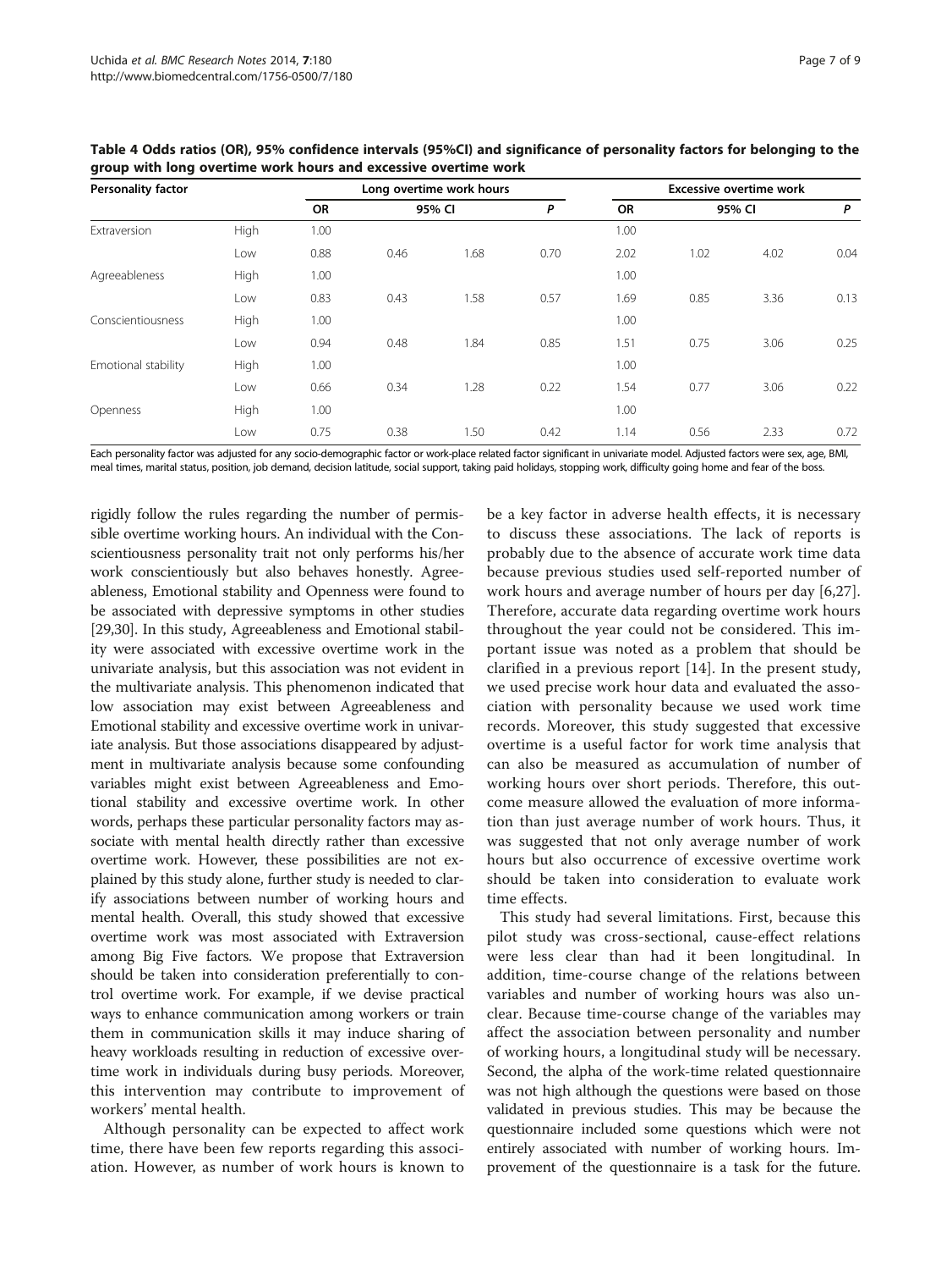**Table 4 Odds ratios (OR), 95% confidence intervals (95%CI) and significance of personality factors for belonging to the group with long overtime work hours and excessive overtime work**

| Personality factor | | Long overtime work hours | | | | Excessive overtime work | | | |
|---|---|---|---|---|---|---|---|---|---|
| | | OR | 95% CI | | P | OR | 95% CI | | P |
| Extraversion | High | 1.00 | | | | 1.00 | | | |
| | Low | 0.88 | 0.46 | 1.68 | 0.70 | 2.02 | 1.02 | 4.02 | 0.04 |
| Agreeableness | High | 1.00 | | | | 1.00 | | | |
| | Low | 0.83 | 0.43 | 1.58 | 0.57 | 1.69 | 0.85 | 3.36 | 0.13 |
| Conscientiousness | High | 1.00 | | | | 1.00 | | | |
| | Low | 0.94 | 0.48 | 1.84 | 0.85 | 1.51 | 0.75 | 3.06 | 0.25 |
| Emotional stability | High | 1.00 | | | | 1.00 | | | |
| | Low | 0.66 | 0.34 | 1.28 | 0.22 | 1.54 | 0.77 | 3.06 | 0.22 |
| Openness | High | 1.00 | | | | 1.00 | | | |
| | Low | 0.75 | 0.38 | 1.50 | 0.42 | 1.14 | 0.56 | 2.33 | 0.72 |

Each personality factor was adjusted for any socio-demographic factor or work-place related factor significant in univariate model. Adjusted factors were sex, age, BMI, meal times, marital status, position, job demand, decision latitude, social support, taking paid holidays, stopping work, difficulty going home and fear of the boss.

rigidly follow the rules regarding the number of permissible overtime working hours. An individual with the Conscientiousness personality trait not only performs his/her work conscientiously but also behaves honestly. Agreeableness, Emotional stability and Openness were found to be associated with depressive symptoms in other studies [29,30]. In this study, Agreeableness and Emotional stability were associated with excessive overtime work in the univariate analysis, but this association was not evident in the multivariate analysis. This phenomenon indicated that low association may exist between Agreeableness and Emotional stability and excessive overtime work in univariate analysis. But those associations disappeared by adjustment in multivariate analysis because some confounding variables might exist between Agreeableness and Emotional stability and excessive overtime work. In other words, perhaps these particular personality factors may associate with mental health directly rather than excessive overtime work. However, these possibilities are not explained by this study alone, further study is needed to clarify associations between number of working hours and mental health. Overall, this study showed that excessive overtime work was most associated with Extraversion among Big Five factors. We propose that Extraversion should be taken into consideration preferentially to control overtime work. For example, if we devise practical ways to enhance communication among workers or train them in communication skills it may induce sharing of heavy workloads resulting in reduction of excessive overtime work in individuals during busy periods. Moreover, this intervention may contribute to improvement of workers' mental health.

Although personality can be expected to affect work time, there have been few reports regarding this association. However, as number of work hours is known to be a key factor in adverse health effects, it is necessary to discuss these associations. The lack of reports is probably due to the absence of accurate work time data because previous studies used self-reported number of work hours and average number of hours per day [6,27]. Therefore, accurate data regarding overtime work hours throughout the year could not be considered. This important issue was noted as a problem that should be clarified in a previous report [14]. In the present study, we used precise work hour data and evaluated the association with personality because we used work time records. Moreover, this study suggested that excessive overtime is a useful factor for work time analysis that can also be measured as accumulation of number of working hours over short periods. Therefore, this outcome measure allowed the evaluation of more information than just average number of work hours. Thus, it was suggested that not only average number of work hours but also occurrence of excessive overtime work should be taken into consideration to evaluate work time effects.

This study had several limitations. First, because this pilot study was cross-sectional, cause-effect relations were less clear than had it been longitudinal. In addition, time-course change of the relations between variables and number of working hours was also unclear. Because time-course change of the variables may affect the association between personality and number of working hours, a longitudinal study will be necessary. Second, the alpha of the work-time related questionnaire was not high although the questions were based on those validated in previous studies. This may be because the questionnaire included some questions which were not entirely associated with number of working hours. Improvement of the questionnaire is a task for the future.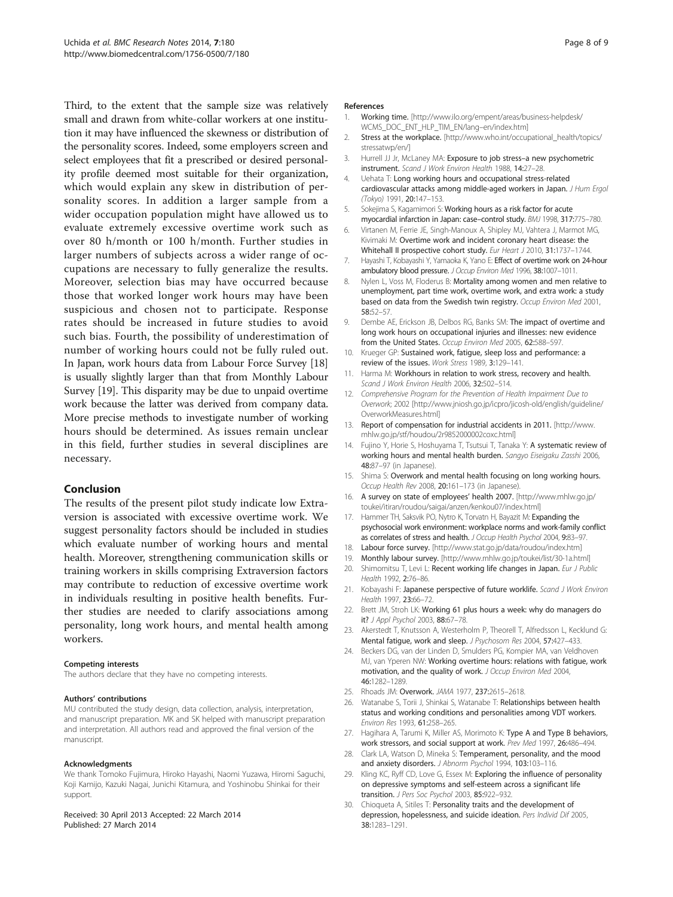Third, to the extent that the sample size was relatively small and drawn from white-collar workers at one institution it may have influenced the skewness or distribution of the personality scores. Indeed, some employers screen and select employees that fit a prescribed or desired personality profile deemed most suitable for their organization, which would explain any skew in distribution of personality scores. In addition a larger sample from a wider occupation population might have allowed us to evaluate extremely excessive overtime work such as over 80 h/month or 100 h/month. Further studies in larger numbers of subjects across a wider range of occupations are necessary to fully generalize the results. Moreover, selection bias may have occurred because those that worked longer work hours may have been suspicious and chosen not to participate. Response rates should be increased in future studies to avoid such bias. Fourth, the possibility of underestimation of number of working hours could not be fully ruled out. In Japan, work hours data from Labour Force Survey [18] is usually slightly larger than that from Monthly Labour Survey [19]. This disparity may be due to unpaid overtime work because the latter was derived from company data. More precise methods to investigate number of working hours should be determined. As issues remain unclear in this field, further studies in several disciplines are necessary.

## Conclusion

The results of the present pilot study indicate low Extraversion is associated with excessive overtime work. We suggest personality factors should be included in studies which evaluate number of working hours and mental health. Moreover, strengthening communication skills or training workers in skills comprising Extraversion factors may contribute to reduction of excessive overtime work in individuals resulting in positive health benefits. Further studies are needed to clarify associations among personality, long work hours, and mental health among workers.

#### Competing interests

The authors declare that they have no competing interests.

#### Authors' contributions

MU contributed the study design, data collection, analysis, interpretation, and manuscript preparation. MK and SK helped with manuscript preparation and interpretation. All authors read and approved the final version of the manuscript.

#### Acknowledgments

We thank Tomoko Fujimura, Hiroko Hayashi, Naomi Yuzawa, Hiromi Saguchi, Koji Kamijo, Kazuki Nagai, Junichi Kitamura, and Yoshinobu Shinkai for their support.

Received: 30 April 2013 Accepted: 22 March 2014
Published: 27 March 2014

#### References

1. Working time. [http://www.ilo.org/empent/areas/business-helpdesk/WCMS_DOC_ENT_HLP_TIM_EN/lang–en/index.htm]
2. Stress at the workplace. [http://www.who.int/occupational_health/topics/stressatwp/en/]
3. Hurrell JJ Jr, McLaney MA: Exposure to job stress–a new psychometric instrument. *Scand J Work Environ Health* 1988, 14:27–28.
4. Uehata T: Long working hours and occupational stress-related cardiovascular attacks among middle-aged workers in Japan. *J Hum Ergol (Tokyo)* 1991, 20:147–153.
5. Sokejima S, Kagamimori S: Working hours as a risk factor for acute myocardial infarction in Japan: case–control study. *BMJ* 1998, 317:775–780.
6. Virtanen M, Ferrie JE, Singh-Manoux A, Shipley MJ, Vahtera J, Marmot MG, Kivimaki M: Overtime work and incident coronary heart disease: the Whitehall II prospective cohort study. *Eur Heart J* 2010, 31:1737–1744.
7. Hayashi T, Kobayashi Y, Yamaoka K, Yano E: Effect of overtime work on 24-hour ambulatory blood pressure. *J Occup Environ Med* 1996, 38:1007–1011.
8. Nylen L, Voss M, Floderus B: Mortality among women and men relative to unemployment, part time work, overtime work, and extra work: a study based on data from the Swedish twin registry. *Occup Environ Med* 2001, 58:52–57.
9. Dembe AE, Erickson JB, Delbos RG, Banks SM: The impact of overtime and long work hours on occupational injuries and illnesses: new evidence from the United States. *Occup Environ Med* 2005, 62:588–597.
10. Krueger GP: Sustained work, fatigue, sleep loss and performance: a review of the issues. *Work Stress* 1989, 3:129–141.
11. Harma M: Workhours in relation to work stress, recovery and health. *Scand J Work Environ Health* 2006, 32:502–514.
12. *Comprehensive Program for the Prevention of Health Impairment Due to Overwork*; 2002 [http://www.jniosh.go.jp/icpro/jicosh-old/english/guideline/OverworkMeasures.html]
13. Report of compensation for industrial accidents in 2011. [http://www.mhlw.go.jp/stf/houdou/2r9852000002coxc.html]
14. Fujino Y, Horie S, Hoshuyama T, Tsutsui T, Tanaka Y: A systematic review of working hours and mental health burden. *Sangyo Eiseigaku Zasshi* 2006, 48:87–97 (in Japanese).
15. Shima S: Overwork and mental health focusing on long working hours. *Occup Health Rev* 2008, 20:161–173 (in Japanese).
16. A survey on state of employees' health 2007. [http://www.mhlw.go.jp/toukei/itiran/roudou/saigai/anzen/kenkou07/index.html]
17. Hammer TH, Saksvik PO, Nytro K, Torvatn H, Bayazit M: Expanding the psychosocial work environment: workplace norms and work-family conflict as correlates of stress and health. *J Occup Health Psychol* 2004, 9:83–97.
18. Labour force survey. [http://www.stat.go.jp/data/roudou/index.htm]
19. Monthly labour survey. [http://www.mhlw.go.jp/toukei/list/30-1a.html]
20. Shimomitsu T, Levi L: Recent working life changes in Japan. *Eur J Public Health* 1992, 2:76–86.
21. Kobayashi F: Japanese perspective of future worklife. *Scand J Work Environ Health* 1997, 23:66–72.
22. Brett JM, Stroh LK: Working 61 plus hours a week: why do managers do it? *J Appl Psychol* 2003, 88:67–78.
23. Akerstedt T, Knutsson A, Westerholm P, Theorell T, Alfredsson L, Kecklund G: Mental fatigue, work and sleep. *J Psychosom Res* 2004, 57:427–433.
24. Beckers DG, van der Linden D, Smulders PG, Kompier MA, van Veldhoven MJ, van Yperen NW: Working overtime hours: relations with fatigue, work motivation, and the quality of work. *J Occup Environ Med* 2004, 46:1282–1289.
25. Rhoads JM: Overwork. *JAMA* 1977, 237:2615–2618.
26. Watanabe S, Torii J, Shinkai S, Watanabe T: Relationships between health status and working conditions and personalities among VDT workers. *Environ Res* 1993, 61:258–265.
27. Hagihara A, Tarumi K, Miller AS, Morimoto K: Type A and Type B behaviors, work stressors, and social support at work. *Prev Med* 1997, 26:486–494.
28. Clark LA, Watson D, Mineka S: Temperament, personality, and the mood and anxiety disorders. *J Abnorm Psychol* 1994, 103:103–116.
29. Kling KC, Ryff CD, Love G, Essex M: Exploring the influence of personality on depressive symptoms and self-esteem across a significant life transition. *J Pers Soc Psychol* 2003, 85:922–932.
30. Chioqueta A, Stiles T: Personality traits and the development of depression, hopelessness, and suicide ideation. *Pers Individ Dif* 2005, 38:1283–1291.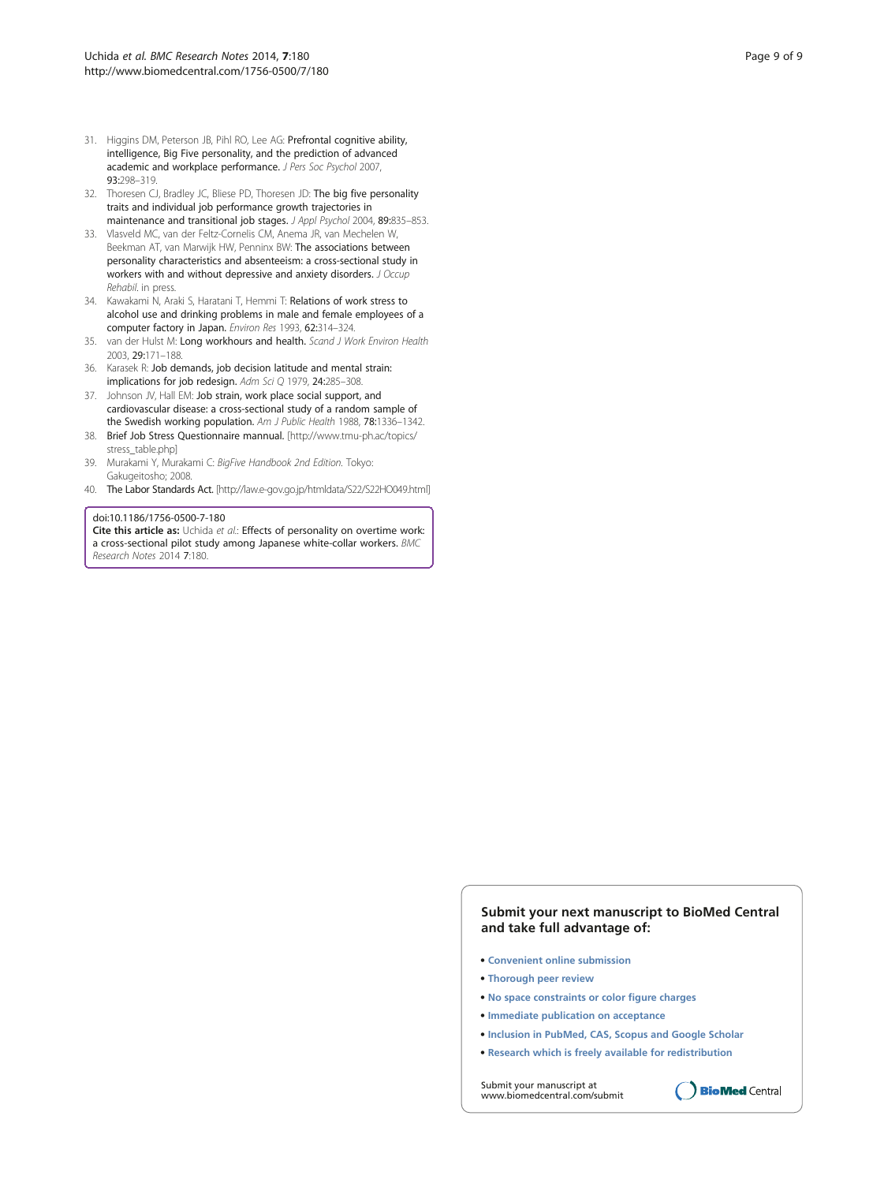31. Higgins DM, Peterson JB, Pihl RO, Lee AG: Prefrontal cognitive ability, intelligence, Big Five personality, and the prediction of advanced academic and workplace performance. *J Pers Soc Psychol* 2007, **93**:298–319.
32. Thoresen CJ, Bradley JC, Bliese PD, Thoresen JD: The big five personality traits and individual job performance growth trajectories in maintenance and transitional job stages. *J Appl Psychol* 2004, **89**:835–853.
33. Vlasveld MC, van der Feltz-Cornelis CM, Anema JR, van Mechelen W, Beekman AT, van Marwijk HW, Penninx BW: The associations between personality characteristics and absenteeism: a cross-sectional study in workers with and without depressive and anxiety disorders. *J Occup Rehabil*. in press.
34. Kawakami N, Araki S, Haratani T, Hemmi T: Relations of work stress to alcohol use and drinking problems in male and female employees of a computer factory in Japan. *Environ Res* 1993, **62**:314–324.
35. van der Hulst M: Long workhours and health. *Scand J Work Environ Health* 2003, **29**:171–188.
36. Karasek R: Job demands, job decision latitude and mental strain: implications for job redesign. *Adm Sci Q* 1979, **24**:285–308.
37. Johnson JV, Hall EM: Job strain, work place social support, and cardiovascular disease: a cross-sectional study of a random sample of the Swedish working population. *Am J Public Health* 1988, **78**:1336–1342.
38. Brief Job Stress Questionnaire mannual. [http://www.tmu-ph.ac/topics/stress_table.php]
39. Murakami Y, Murakami C: *BigFive Handbook 2nd Edition*. Tokyo: Gakugeitosho; 2008.
40. The Labor Standards Act. [http://law.e-gov.go.jp/htmldata/S22/S22HO049.html]

doi:10.1186/1756-0500-7-180

**Cite this article as:** Uchida *et al.*: Effects of personality on overtime work: a cross-sectional pilot study among Japanese white-collar workers. *BMC Research Notes* 2014 **7**:180.

**Submit your next manuscript to BioMed Central and take full advantage of:**

- **Convenient online submission**
- **Thorough peer review**
- **No space constraints or color figure charges**
- **Immediate publication on acceptance**
- **Inclusion in PubMed, CAS, Scopus and Google Scholar**
- **Research which is freely available for redistribution**

Submit your manuscript at www.biomedcentral.com/submit

BioMed Central